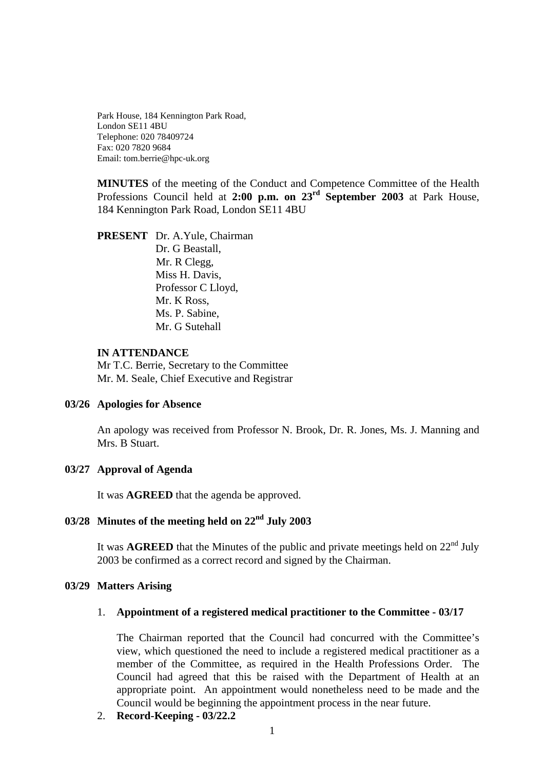Park House, 184 Kennington Park Road,
London SE11 4BU
Telephone: 020 78409724
Fax: 020 7820 9684
Email: tom.berrie@hpc-uk.org

**MINUTES** of the meeting of the Conduct and Competence Committee of the Health Professions Council held at **2:00 p.m. on 23rd September 2003** at Park House, 184 Kennington Park Road, London SE11 4BU

**PRESENT** Dr. A.Yule, Chairman
Dr. G Beastall,
Mr. R Clegg,
Miss H. Davis,
Professor C Lloyd,
Mr. K Ross,
Ms. P. Sabine,
Mr. G Sutehall

**IN ATTENDANCE**
Mr T.C. Berrie, Secretary to the Committee
Mr. M. Seale, Chief Executive and Registrar

**03/26 Apologies for Absence**

An apology was received from Professor N. Brook, Dr. R. Jones, Ms. J. Manning and Mrs. B Stuart.

**03/27 Approval of Agenda**

It was **AGREED** that the agenda be approved.

**03/28 Minutes of the meeting held on 22nd July 2003**

It was **AGREED** that the Minutes of the public and private meetings held on 22nd July 2003 be confirmed as a correct record and signed by the Chairman.

**03/29 Matters Arising**

1. **Appointment of a registered medical practitioner to the Committee - 03/17**

   The Chairman reported that the Council had concurred with the Committee's view, which questioned the need to include a registered medical practitioner as a member of the Committee, as required in the Health Professions Order. The Council had agreed that this be raised with the Department of Health at an appropriate point. An appointment would nonetheless need to be made and the Council would be beginning the appointment process in the near future.

2. **Record-Keeping - 03/22.2**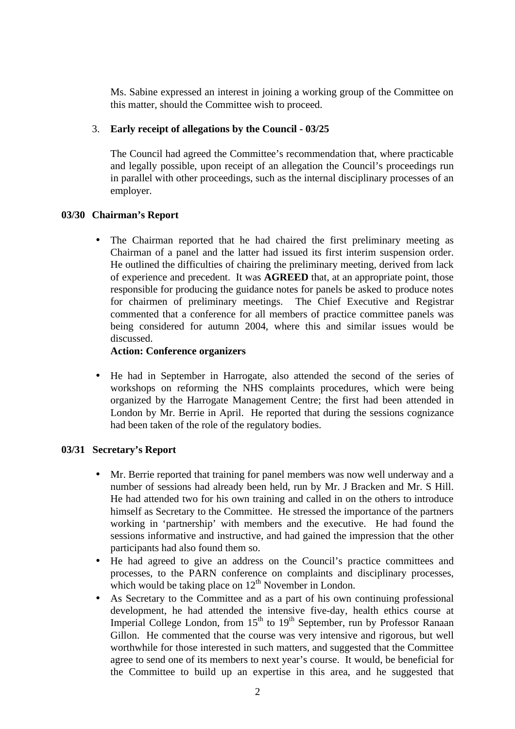Ms. Sabine expressed an interest in joining a working group of the Committee on this matter, should the Committee wish to proceed.

3. **Early receipt of allegations by the Council - 03/25**

   The Council had agreed the Committee's recommendation that, where practicable and legally possible, upon receipt of an allegation the Council's proceedings run in parallel with other proceedings, such as the internal disciplinary processes of an employer.

**03/30 Chairman's Report**

- The Chairman reported that he had chaired the first preliminary meeting as Chairman of a panel and the latter had issued its first interim suspension order. He outlined the difficulties of chairing the preliminary meeting, derived from lack of experience and precedent. It was **AGREED** that, at an appropriate point, those responsible for producing the guidance notes for panels be asked to produce notes for chairmen of preliminary meetings. The Chief Executive and Registrar commented that a conference for all members of practice committee panels was being considered for autumn 2004, where this and similar issues would be discussed.
  **Action: Conference organizers**

- He had in September in Harrogate, also attended the second of the series of workshops on reforming the NHS complaints procedures, which were being organized by the Harrogate Management Centre; the first had been attended in London by Mr. Berrie in April. He reported that during the sessions cognizance had been taken of the role of the regulatory bodies.

**03/31 Secretary's Report**

- Mr. Berrie reported that training for panel members was now well underway and a number of sessions had already been held, run by Mr. J Bracken and Mr. S Hill. He had attended two for his own training and called in on the others to introduce himself as Secretary to the Committee. He stressed the importance of the partners working in 'partnership' with members and the executive. He had found the sessions informative and instructive, and had gained the impression that the other participants had also found them so.
- He had agreed to give an address on the Council's practice committees and processes, to the PARN conference on complaints and disciplinary processes, which would be taking place on 12th November in London.
- As Secretary to the Committee and as a part of his own continuing professional development, he had attended the intensive five-day, health ethics course at Imperial College London, from 15th to 19th September, run by Professor Ranaan Gillon. He commented that the course was very intensive and rigorous, but well worthwhile for those interested in such matters, and suggested that the Committee agree to send one of its members to next year's course. It would, be beneficial for the Committee to build up an expertise in this area, and he suggested that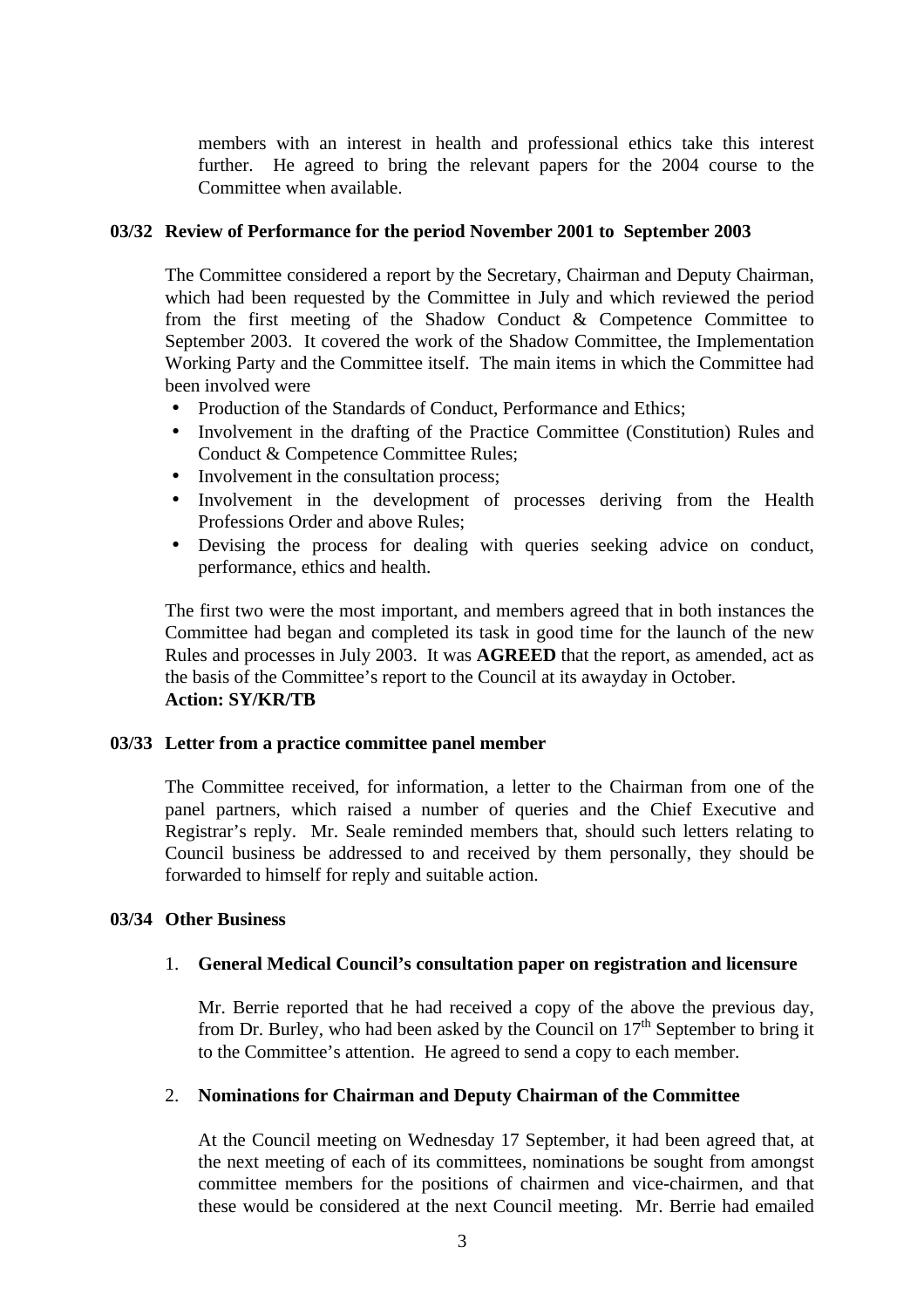members with an interest in health and professional ethics take this interest further. He agreed to bring the relevant papers for the 2004 course to the Committee when available.

**03/32 Review of Performance for the period November 2001 to September 2003**

The Committee considered a report by the Secretary, Chairman and Deputy Chairman, which had been requested by the Committee in July and which reviewed the period from the first meeting of the Shadow Conduct & Competence Committee to September 2003. It covered the work of the Shadow Committee, the Implementation Working Party and the Committee itself. The main items in which the Committee had been involved were

- Production of the Standards of Conduct, Performance and Ethics;
- Involvement in the drafting of the Practice Committee (Constitution) Rules and Conduct & Competence Committee Rules;
- Involvement in the consultation process;
- Involvement in the development of processes deriving from the Health Professions Order and above Rules;
- Devising the process for dealing with queries seeking advice on conduct, performance, ethics and health.

The first two were the most important, and members agreed that in both instances the Committee had began and completed its task in good time for the launch of the new Rules and processes in July 2003. It was **AGREED** that the report, as amended, act as the basis of the Committee's report to the Council at its awayday in October.
**Action: SY/KR/TB**

**03/33 Letter from a practice committee panel member**

The Committee received, for information, a letter to the Chairman from one of the panel partners, which raised a number of queries and the Chief Executive and Registrar's reply. Mr. Seale reminded members that, should such letters relating to Council business be addressed to and received by them personally, they should be forwarded to himself for reply and suitable action.

**03/34 Other Business**

1. **General Medical Council's consultation paper on registration and licensure**

   Mr. Berrie reported that he had received a copy of the above the previous day, from Dr. Burley, who had been asked by the Council on 17th September to bring it to the Committee's attention. He agreed to send a copy to each member.

2. **Nominations for Chairman and Deputy Chairman of the Committee**

   At the Council meeting on Wednesday 17 September, it had been agreed that, at the next meeting of each of its committees, nominations be sought from amongst committee members for the positions of chairmen and vice-chairmen, and that these would be considered at the next Council meeting. Mr. Berrie had emailed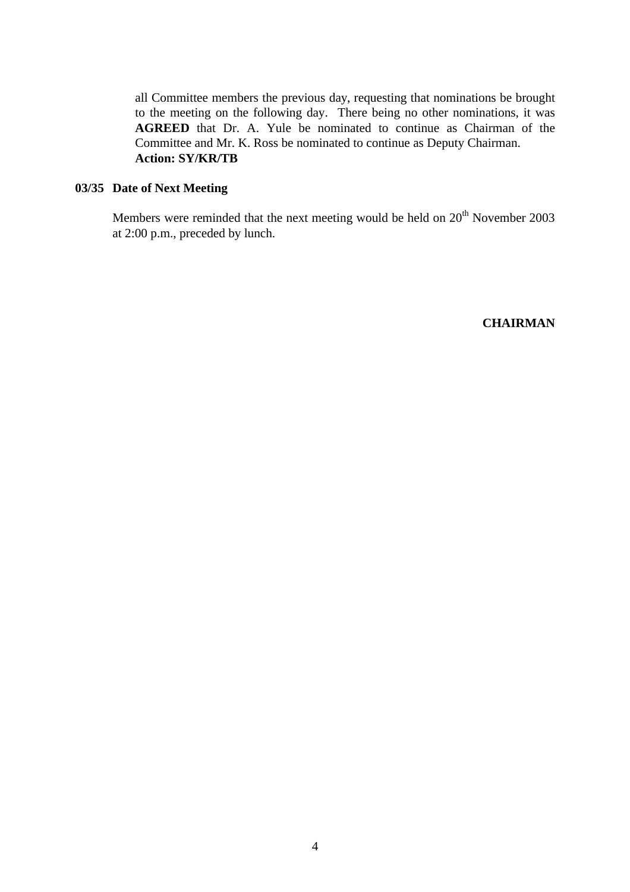all Committee members the previous day, requesting that nominations be brought to the meeting on the following day. There being no other nominations, it was **AGREED** that Dr. A. Yule be nominated to continue as Chairman of the Committee and Mr. K. Ross be nominated to continue as Deputy Chairman.
**Action: SY/KR/TB**

**03/35 Date of Next Meeting**

Members were reminded that the next meeting would be held on 20th November 2003 at 2:00 p.m., preceded by lunch.

**CHAIRMAN**